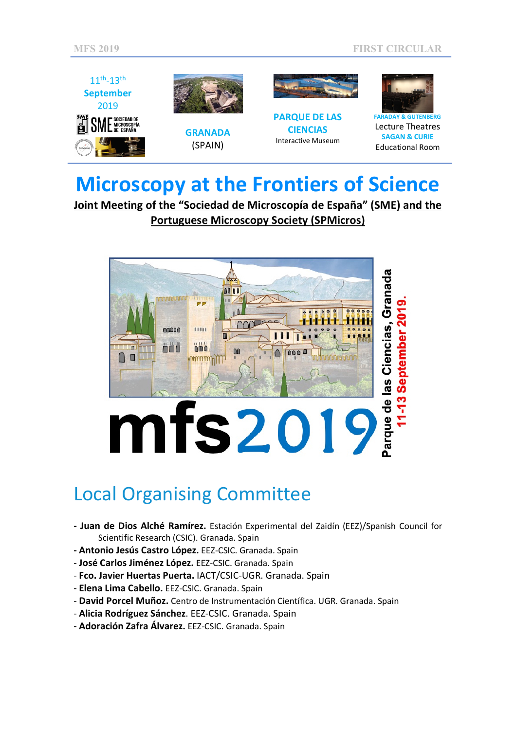11th-13th September 2019

**GRANADA** (SPAIN)

**PARQUE DE LAS CIENCIAS**
Interactive Museum

**FARADAY & GUTENBERG**
Lecture Theatres
**SAGAN & CURIE**
Educational Room

# Microscopy at the Frontiers of Science

**Joint Meeting of the "Sociedad de Microscopía de España" (SME) and the Portuguese Microscopy Society (SPMicros)**

mfs2019

Parque de las Ciencias, Granada
11-13 September 2019.

## Local Organising Committee

- **Juan de Dios Alché Ramírez.** Estación Experimental del Zaidín (EEZ)/Spanish Council for Scientific Research (CSIC). Granada. Spain
- **Antonio Jesús Castro López.** EEZ-CSIC. Granada. Spain
- **José Carlos Jiménez López.** EEZ-CSIC. Granada. Spain
- **Fco. Javier Huertas Puerta.** IACT/CSIC-UGR. Granada. Spain
- **Elena Lima Cabello.** EEZ-CSIC. Granada. Spain
- **David Porcel Muñoz.** Centro de Instrumentación Científica. UGR. Granada. Spain
- **Alicia Rodríguez Sánchez**. EEZ-CSIC. Granada. Spain
- **Adoración Zafra Álvarez.** EEZ-CSIC. Granada. Spain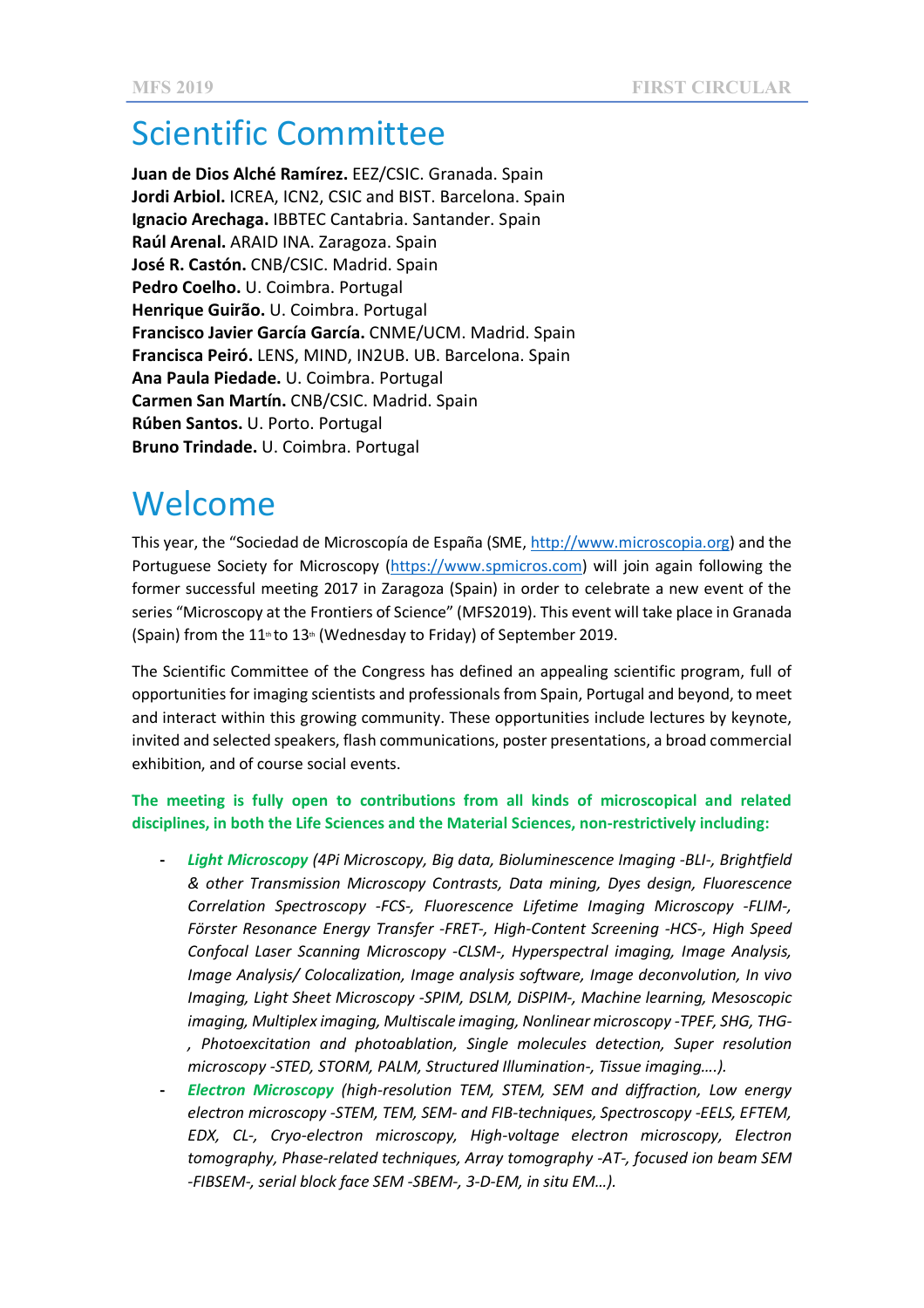# Scientific Committee

**Juan de Dios Alché Ramírez.** EEZ/CSIC. Granada. Spain
**Jordi Arbiol.** ICREA, ICN2, CSIC and BIST. Barcelona. Spain
**Ignacio Arechaga.** IBBTEC Cantabria. Santander. Spain
**Raúl Arenal.** ARAID INA. Zaragoza. Spain
**José R. Castón.** CNB/CSIC. Madrid. Spain
**Pedro Coelho.** U. Coimbra. Portugal
**Henrique Guirão.** U. Coimbra. Portugal
**Francisco Javier García García.** CNME/UCM. Madrid. Spain
**Francisca Peiró.** LENS, MIND, IN2UB. UB. Barcelona. Spain
**Ana Paula Piedade.** U. Coimbra. Portugal
**Carmen San Martín.** CNB/CSIC. Madrid. Spain
**Rúben Santos.** U. Porto. Portugal
**Bruno Trindade.** U. Coimbra. Portugal

# Welcome

This year, the "Sociedad de Microscopía de España (SME, http://www.microscopia.org) and the Portuguese Society for Microscopy (https://www.spmicros.com) will join again following the former successful meeting 2017 in Zaragoza (Spain) in order to celebrate a new event of the series "Microscopy at the Frontiers of Science" (MFS2019). This event will take place in Granada (Spain) from the 11th to 13th (Wednesday to Friday) of September 2019.

The Scientific Committee of the Congress has defined an appealing scientific program, full of opportunities for imaging scientists and professionals from Spain, Portugal and beyond, to meet and interact within this growing community. These opportunities include lectures by keynote, invited and selected speakers, flash communications, poster presentations, a broad commercial exhibition, and of course social events.

**The meeting is fully open to contributions from all kinds of microscopical and related disciplines, in both the Life Sciences and the Material Sciences, non-restrictively including:**

- ***Light Microscopy*** *(4Pi Microscopy, Big data, Bioluminescence Imaging -BLI-, Brightfield & other Transmission Microscopy Contrasts, Data mining, Dyes design, Fluorescence Correlation Spectroscopy -FCS-, Fluorescence Lifetime Imaging Microscopy -FLIM-, Förster Resonance Energy Transfer -FRET-, High-Content Screening -HCS-, High Speed Confocal Laser Scanning Microscopy -CLSM-, Hyperspectral imaging, Image Analysis, Image Analysis/ Colocalization, Image analysis software, Image deconvolution, In vivo Imaging, Light Sheet Microscopy -SPIM, DSLM, DiSPIM-, Machine learning, Mesoscopic imaging, Multiplex imaging, Multiscale imaging, Nonlinear microscopy -TPEF, SHG, THG-, Photoexcitation and photoablation, Single molecules detection, Super resolution microscopy -STED, STORM, PALM, Structured Illumination-, Tissue imaging….).*
- ***Electron Microscopy*** *(high-resolution TEM, STEM, SEM and diffraction, Low energy electron microscopy -STEM, TEM, SEM- and FIB-techniques, Spectroscopy -EELS, EFTEM, EDX, CL-, Cryo-electron microscopy, High-voltage electron microscopy, Electron tomography, Phase-related techniques, Array tomography -AT-, focused ion beam SEM -FIBSEM-, serial block face SEM -SBEM-, 3-D-EM, in situ EM…).*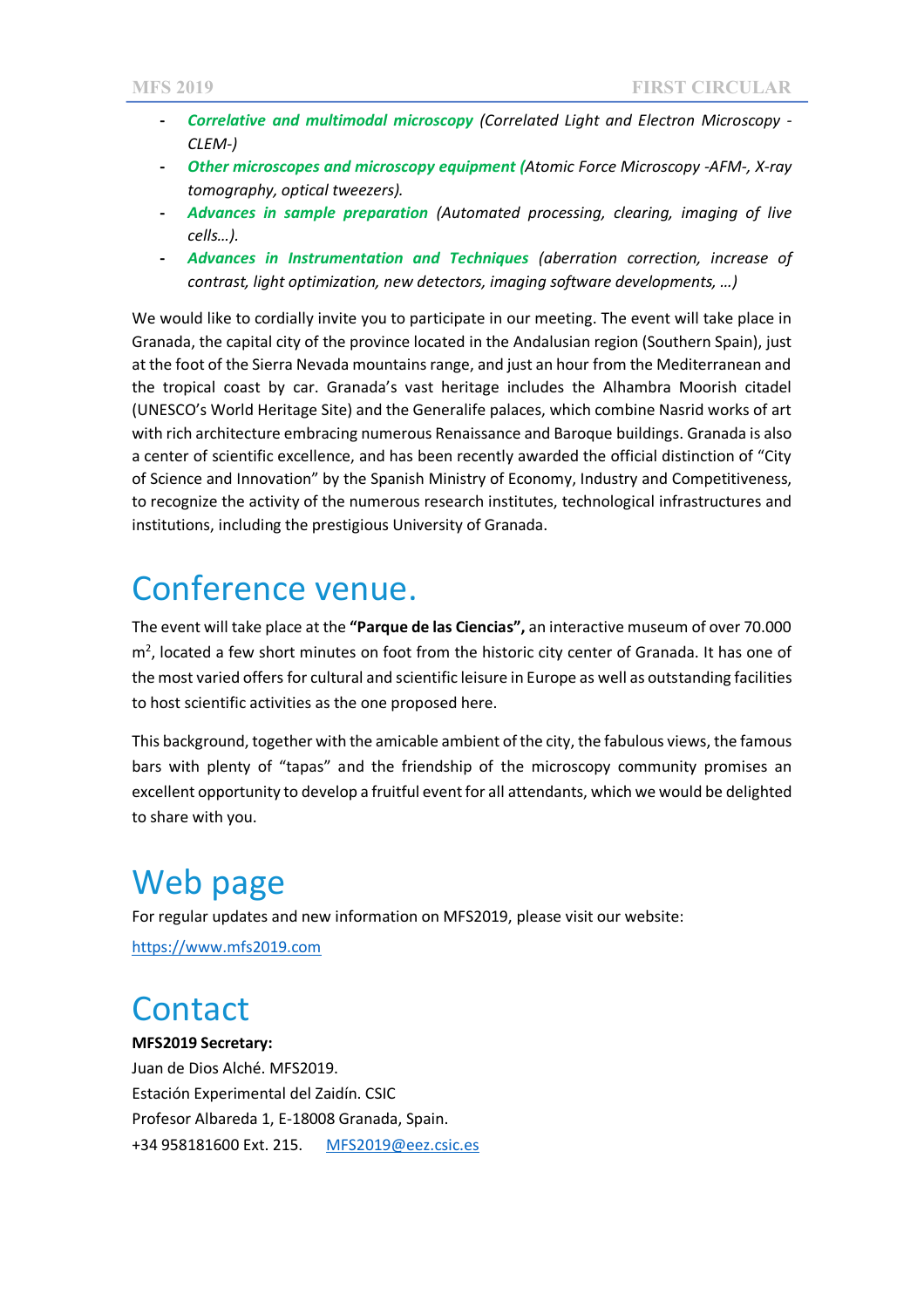- ***Correlative and multimodal microscopy*** *(Correlated Light and Electron Microscopy -CLEM-)*
- ***Other microscopes and microscopy equipment*** *(Atomic Force Microscopy -AFM-, X-ray tomography, optical tweezers).*
- ***Advances in sample preparation*** *(Automated processing, clearing, imaging of live cells…).*
- ***Advances in Instrumentation and Techniques*** *(aberration correction, increase of contrast, light optimization, new detectors, imaging software developments, …)*

We would like to cordially invite you to participate in our meeting. The event will take place in Granada, the capital city of the province located in the Andalusian region (Southern Spain), just at the foot of the Sierra Nevada mountains range, and just an hour from the Mediterranean and the tropical coast by car. Granada's vast heritage includes the Alhambra Moorish citadel (UNESCO's World Heritage Site) and the Generalife palaces, which combine Nasrid works of art with rich architecture embracing numerous Renaissance and Baroque buildings. Granada is also a center of scientific excellence, and has been recently awarded the official distinction of "City of Science and Innovation" by the Spanish Ministry of Economy, Industry and Competitiveness, to recognize the activity of the numerous research institutes, technological infrastructures and institutions, including the prestigious University of Granada.

# Conference venue.

The event will take place at the **"Parque de las Ciencias",** an interactive museum of over 70.000 $m^2$, located a few short minutes on foot from the historic city center of Granada. It has one of the most varied offers for cultural and scientific leisure in Europe as well as outstanding facilities to host scientific activities as the one proposed here.

This background, together with the amicable ambient of the city, the fabulous views, the famous bars with plenty of "tapas" and the friendship of the microscopy community promises an excellent opportunity to develop a fruitful event for all attendants, which we would be delighted to share with you.

# Web page

For regular updates and new information on MFS2019, please visit our website:

https://www.mfs2019.com

# Contact

**MFS2019 Secretary:**
Juan de Dios Alché. MFS2019.
Estación Experimental del Zaidín. CSIC
Profesor Albareda 1, E-18008 Granada, Spain.
+34 958181600 Ext. 215. MFS2019@eez.csic.es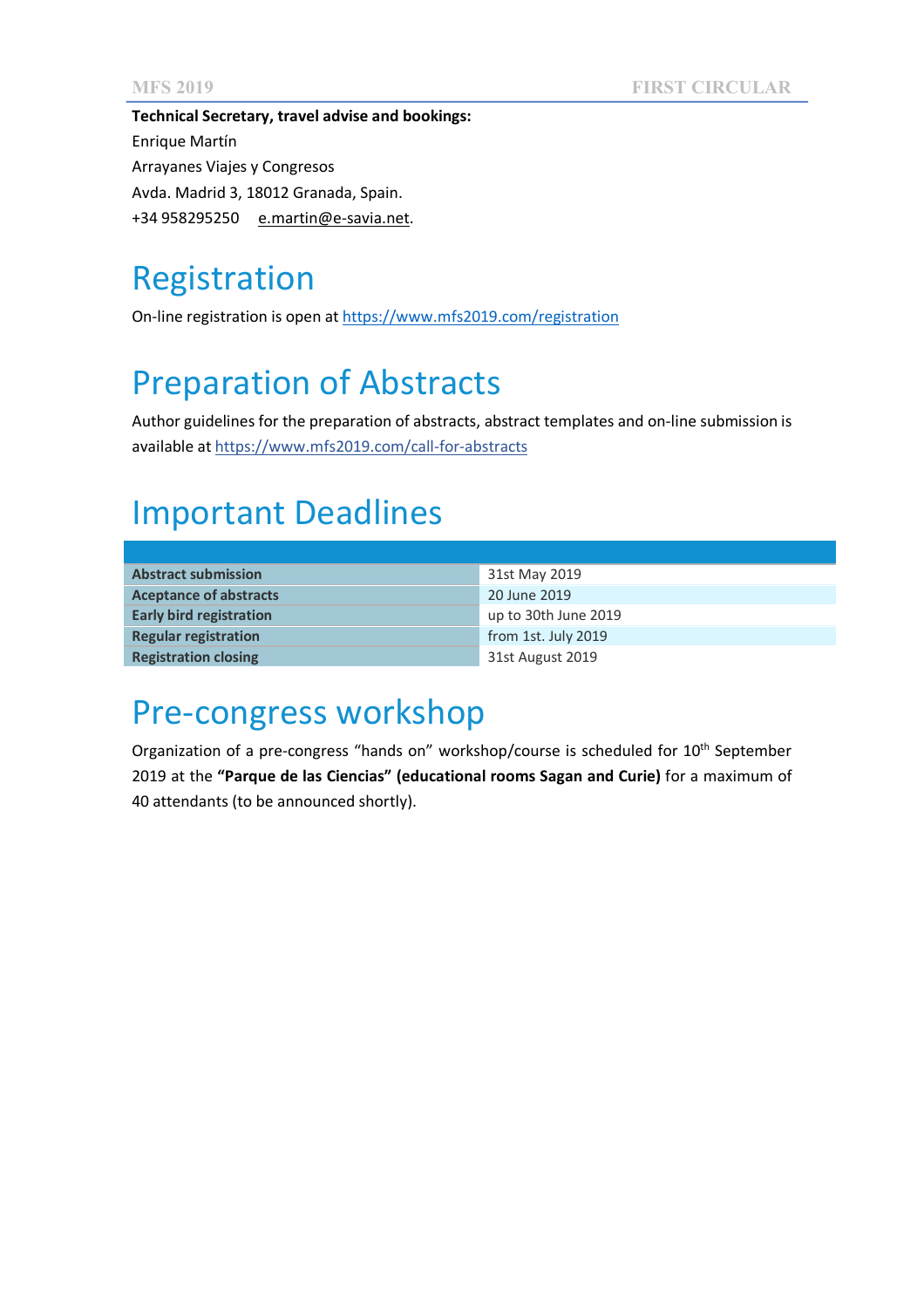**Technical Secretary, travel advise and bookings:**
Enrique Martín
Arrayanes Viajes y Congresos
Avda. Madrid 3, 18012 Granada, Spain.
+34 958295250 e.martin@e-savia.net.

# Registration

On-line registration is open at https://www.mfs2019.com/registration

# Preparation of Abstracts

Author guidelines for the preparation of abstracts, abstract templates and on-line submission is available at https://www.mfs2019.com/call-for-abstracts

# Important Deadlines

| | |
|---|---|
| **Abstract submission** | 31st May 2019 |
| **Aceptance of abstracts** | 20 June 2019 |
| **Early bird registration** | up to 30th June 2019 |
| **Regular registration** | from 1st. July 2019 |
| **Registration closing** | 31st August 2019 |

# Pre-congress workshop

Organization of a pre-congress "hands on" workshop/course is scheduled for 10th September 2019 at the **"Parque de las Ciencias" (educational rooms Sagan and Curie)** for a maximum of 40 attendants (to be announced shortly).